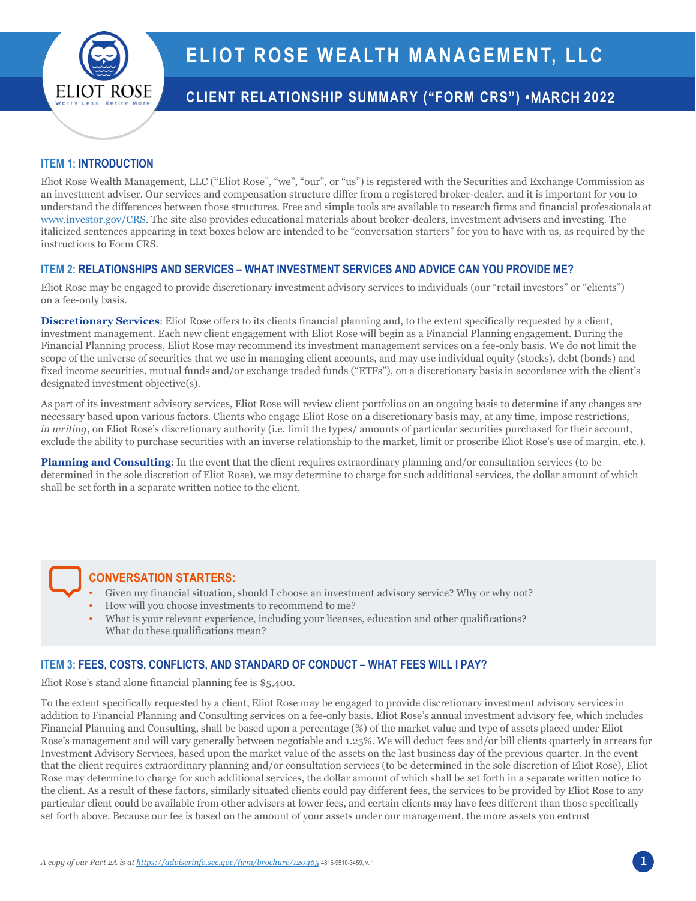# ELIOT ROSE WEALTH MANAGEMENT, LLC

## CLIENT RELATIONSHIP SUMMARY ("FORM CRS") •MARCH 2022

### ITEM 1: INTRODUCTION

Eliot Rose Wealth Management, LLC ("Eliot Rose", "we", "our", or "us") is registered with the Securities and Exchange Commission as an investment adviser. Our services and compensation structure differ from a registered broker-dealer, and it is important for you to understand the differences between those structures. Free and simple tools are available to research firms and financial professionals at www.investor.gov/CRS. The site also provides educational materials about broker-dealers, investment advisers and investing. The italicized sentences appearing in text boxes below are intended to be "conversation starters" for you to have with us, as required by the instructions to Form CRS.

### ITEM 2: RELATIONSHIPS AND SERVICES – WHAT INVESTMENT SERVICES AND ADVICE CAN YOU PROVIDE ME?

Eliot Rose may be engaged to provide discretionary investment advisory services to individuals (our "retail investors" or "clients") on a fee-only basis.

**Discretionary Services**: Eliot Rose offers to its clients financial planning and, to the extent specifically requested by a client, investment management. Each new client engagement with Eliot Rose will begin as a Financial Planning engagement. During the Financial Planning process, Eliot Rose may recommend its investment management services on a fee-only basis. We do not limit the scope of the universe of securities that we use in managing client accounts, and may use individual equity (stocks), debt (bonds) and fixed income securities, mutual funds and/or exchange traded funds ("ETFs"), on a discretionary basis in accordance with the client's designated investment objective(s).

As part of its investment advisory services, Eliot Rose will review client portfolios on an ongoing basis to determine if any changes are necessary based upon various factors. Clients who engage Eliot Rose on a discretionary basis may, at any time, impose restrictions, *in writing*, on Eliot Rose's discretionary authority (i.e. limit the types/ amounts of particular securities purchased for their account, exclude the ability to purchase securities with an inverse relationship to the market, limit or proscribe Eliot Rose's use of margin, etc.).

**Planning and Consulting**: In the event that the client requires extraordinary planning and/or consultation services (to be determined in the sole discretion of Eliot Rose), we may determine to charge for such additional services, the dollar amount of which shall be set forth in a separate written notice to the client.

#### CONVERSATION STARTERS:

- Given my financial situation, should I choose an investment advisory service? Why or why not?
- How will you choose investments to recommend to me?
- What is your relevant experience, including your licenses, education and other qualifications? What do these qualifications mean?

### ITEM 3: FEES, COSTS, CONFLICTS, AND STANDARD OF CONDUCT – WHAT FEES WILL I PAY?

Eliot Rose's stand alone financial planning fee is $5,400.

To the extent specifically requested by a client, Eliot Rose may be engaged to provide discretionary investment advisory services in addition to Financial Planning and Consulting services on a fee-only basis. Eliot Rose's annual investment advisory fee, which includes Financial Planning and Consulting, shall be based upon a percentage (%) of the market value and type of assets placed under Eliot Rose's management and will vary generally between negotiable and 1.25%. We will deduct fees and/or bill clients quarterly in arrears for Investment Advisory Services, based upon the market value of the assets on the last business day of the previous quarter. In the event that the client requires extraordinary planning and/or consultation services (to be determined in the sole discretion of Eliot Rose), Eliot Rose may determine to charge for such additional services, the dollar amount of which shall be set forth in a separate written notice to the client. As a result of these factors, similarly situated clients could pay different fees, the services to be provided by Eliot Rose to any particular client could be available from other advisers at lower fees, and certain clients may have fees different than those specifically set forth above. Because our fee is based on the amount of your assets under our management, the more assets you entrust

*A copy of our Part 2A is at https://adviserinfo.sec.gov/firm/brochure/120465* 4816-9510-3459, v. 1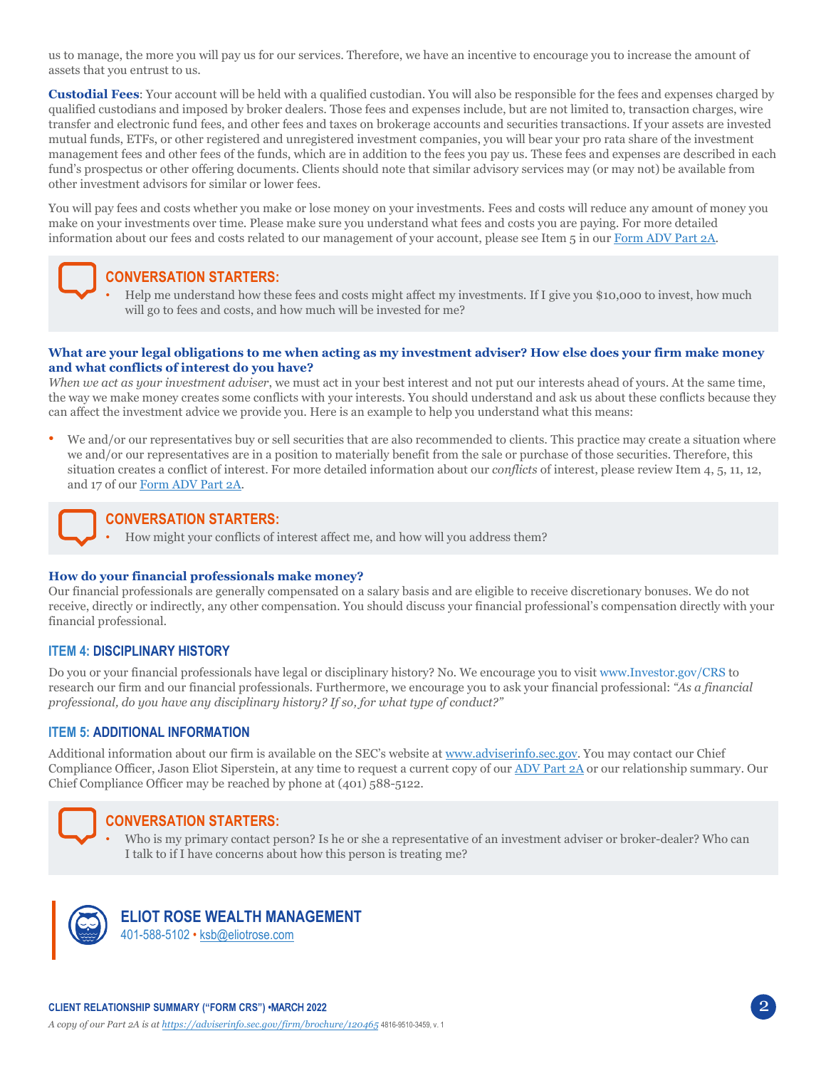us to manage, the more you will pay us for our services. Therefore, we have an incentive to encourage you to increase the amount of assets that you entrust to us.

**Custodial Fees**: Your account will be held with a qualified custodian. You will also be responsible for the fees and expenses charged by qualified custodians and imposed by broker dealers. Those fees and expenses include, but are not limited to, transaction charges, wire transfer and electronic fund fees, and other fees and taxes on brokerage accounts and securities transactions. If your assets are invested mutual funds, ETFs, or other registered and unregistered investment companies, you will bear your pro rata share of the investment management fees and other fees of the funds, which are in addition to the fees you pay us. These fees and expenses are described in each fund's prospectus or other offering documents. Clients should note that similar advisory services may (or may not) be available from other investment advisors for similar or lower fees.

You will pay fees and costs whether you make or lose money on your investments. Fees and costs will reduce any amount of money you make on your investments over time. Please make sure you understand what fees and costs you are paying. For more detailed information about our fees and costs related to our management of your account, please see Item 5 in our Form ADV Part 2A.

**CONVERSATION STARTERS:**

- Help me understand how these fees and costs might affect my investments. If I give you $10,000 to invest, how much will go to fees and costs, and how much will be invested for me?

**What are your legal obligations to me when acting as my investment adviser? How else does your firm make money and what conflicts of interest do you have?**

*When we act as your investment adviser*, we must act in your best interest and not put our interests ahead of yours. At the same time, the way we make money creates some conflicts with your interests. You should understand and ask us about these conflicts because they can affect the investment advice we provide you. Here is an example to help you understand what this means:

- We and/or our representatives buy or sell securities that are also recommended to clients. This practice may create a situation where we and/or our representatives are in a position to materially benefit from the sale or purchase of those securities. Therefore, this situation creates a conflict of interest. For more detailed information about our *conflicts* of interest, please review Item 4, 5, 11, 12, and 17 of our Form ADV Part 2A.

**CONVERSATION STARTERS:**

- How might your conflicts of interest affect me, and how will you address them?

**How do your financial professionals make money?**

Our financial professionals are generally compensated on a salary basis and are eligible to receive discretionary bonuses. We do not receive, directly or indirectly, any other compensation. You should discuss your financial professional's compensation directly with your financial professional.

## ITEM 4: DISCIPLINARY HISTORY

Do you or your financial professionals have legal or disciplinary history? No. We encourage you to visit www.Investor.gov/CRS to research our firm and our financial professionals. Furthermore, we encourage you to ask your financial professional: *"As a financial professional, do you have any disciplinary history? If so, for what type of conduct?"*

## ITEM 5: ADDITIONAL INFORMATION

Additional information about our firm is available on the SEC's website at www.adviserinfo.sec.gov. You may contact our Chief Compliance Officer, Jason Eliot Siperstein, at any time to request a current copy of our ADV Part 2A or our relationship summary. Our Chief Compliance Officer may be reached by phone at (401) 588-5122.

**CONVERSATION STARTERS:**

- Who is my primary contact person? Is he or she a representative of an investment adviser or broker-dealer? Who can I talk to if I have concerns about how this person is treating me?

**ELIOT ROSE WEALTH MANAGEMENT**
401-588-5102 • ksb@eliotrose.com

CLIENT RELATIONSHIP SUMMARY ("FORM CRS") •MARCH 2022

*A copy of our Part 2A is at https://adviserinfo.sec.gov/firm/brochure/120465* 4816-9510-3459, v. 1